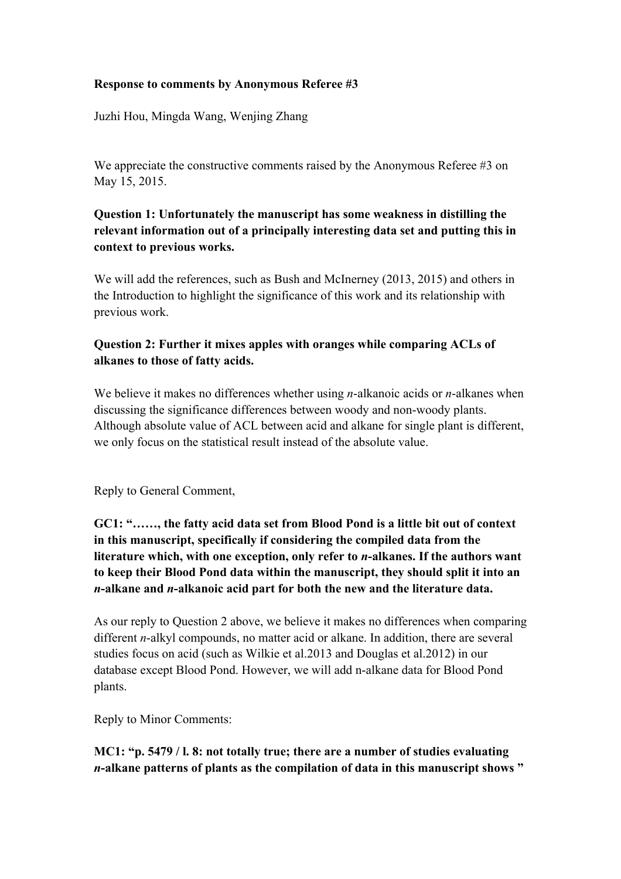**Response to comments by Anonymous Referee #3**

Juzhi Hou, Mingda Wang, Wenjing Zhang

We appreciate the constructive comments raised by the Anonymous Referee #3 on May 15, 2015.

**Question 1: Unfortunately the manuscript has some weakness in distilling the relevant information out of a principally interesting data set and putting this in context to previous works.**

We will add the references, such as Bush and McInerney (2013, 2015) and others in the Introduction to highlight the significance of this work and its relationship with previous work.

**Question 2: Further it mixes apples with oranges while comparing ACLs of alkanes to those of fatty acids.**

We believe it makes no differences whether using *n*-alkanoic acids or *n*-alkanes when discussing the significance differences between woody and non-woody plants. Although absolute value of ACL between acid and alkane for single plant is different, we only focus on the statistical result instead of the absolute value.

Reply to General Comment,

**GC1: "……, the fatty acid data set from Blood Pond is a little bit out of context in this manuscript, specifically if considering the compiled data from the literature which, with one exception, only refer to *n*-alkanes. If the authors want to keep their Blood Pond data within the manuscript, they should split it into an *n*-alkane and *n*-alkanoic acid part for both the new and the literature data.**

As our reply to Question 2 above, we believe it makes no differences when comparing different *n*-alkyl compounds, no matter acid or alkane. In addition, there are several studies focus on acid (such as Wilkie et al.2013 and Douglas et al.2012) in our database except Blood Pond. However, we will add n-alkane data for Blood Pond plants.

Reply to Minor Comments:

**MC1: "p. 5479 / l. 8: not totally true; there are a number of studies evaluating *n*-alkane patterns of plants as the compilation of data in this manuscript shows "**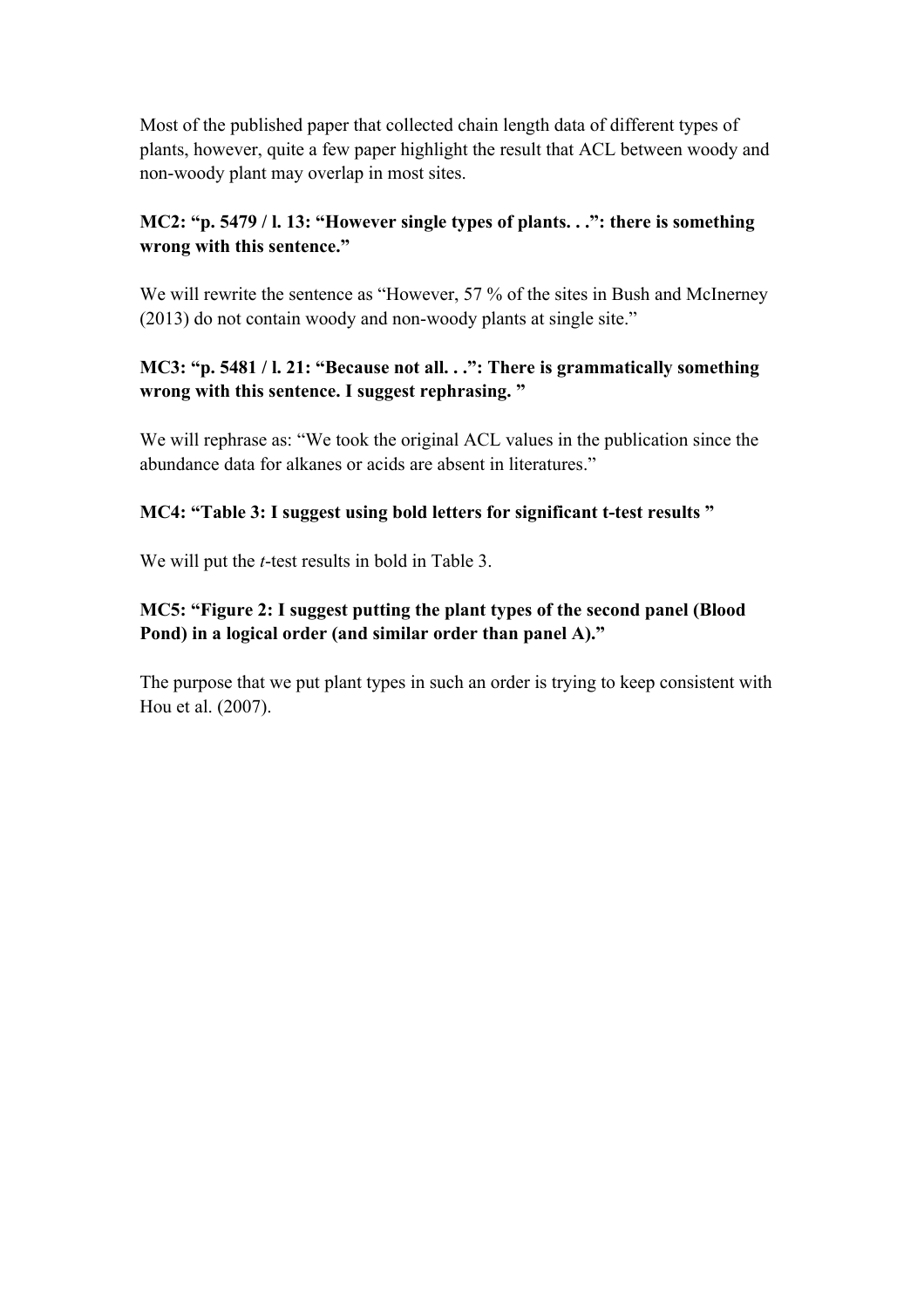Most of the published paper that collected chain length data of different types of plants, however, quite a few paper highlight the result that ACL between woody and non-woody plant may overlap in most sites.

**MC2: "p. 5479 / l. 13: "However single types of plants. . .": there is something wrong with this sentence."**

We will rewrite the sentence as "However, 57 % of the sites in Bush and McInerney (2013) do not contain woody and non-woody plants at single site."

**MC3: "p. 5481 / l. 21: "Because not all. . .": There is grammatically something wrong with this sentence. I suggest rephrasing. "**

We will rephrase as: "We took the original ACL values in the publication since the abundance data for alkanes or acids are absent in literatures."

**MC4: "Table 3: I suggest using bold letters for significant t-test results "**

We will put the *t*-test results in bold in Table 3.

**MC5: "Figure 2: I suggest putting the plant types of the second panel (Blood Pond) in a logical order (and similar order than panel A)."**

The purpose that we put plant types in such an order is trying to keep consistent with Hou et al. (2007).